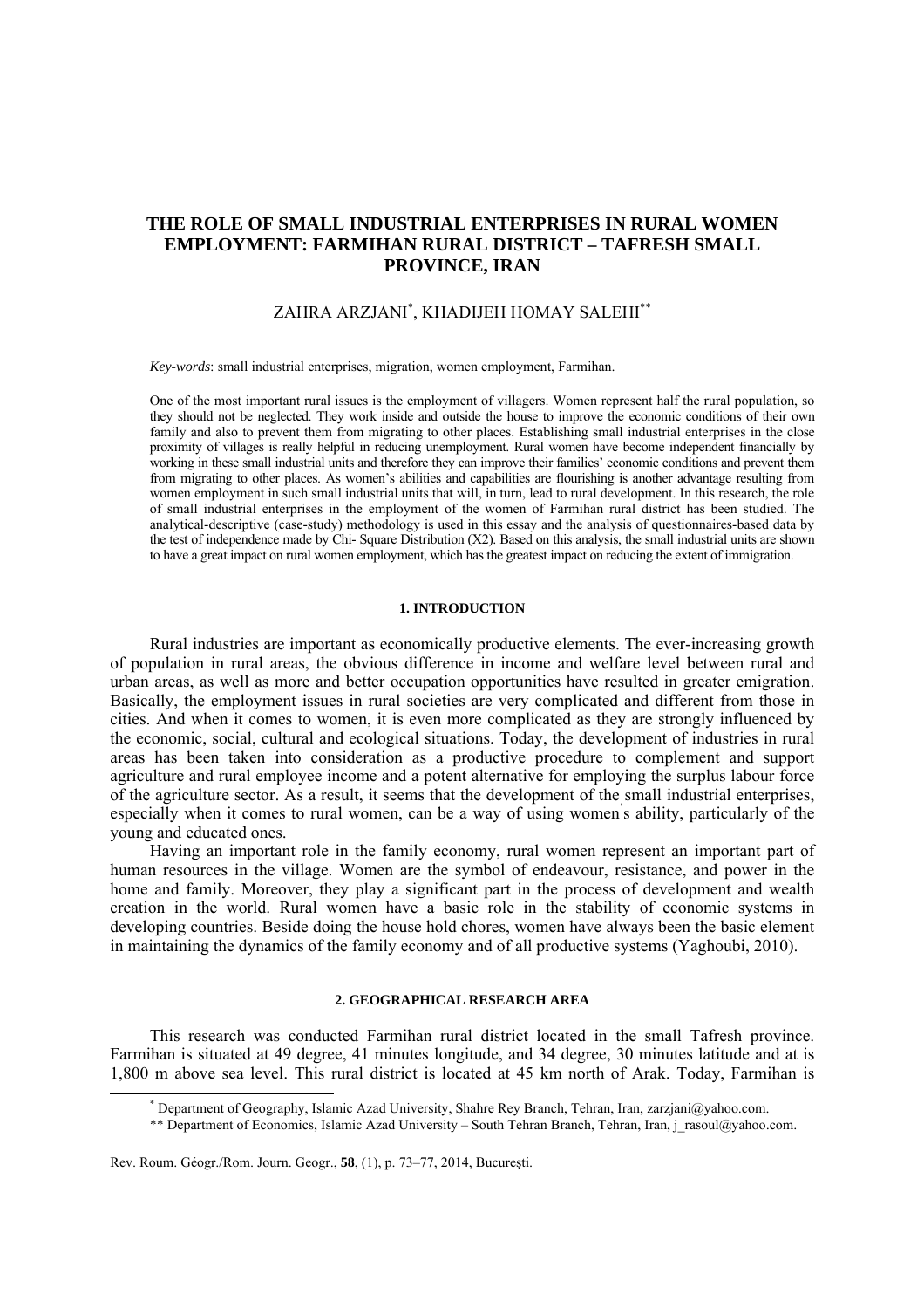# THE ROLE OF SMALL INDUSTRIAL ENTERPRISES IN RURAL WOMEN EMPLOYMENT: FARMIHAN RURAL DISTRICT – TAFRESH SMALL PROVINCE, IRAN

ZAHRA ARZJANI[*], KHADIJEH HOMAY SALEHI[**]

*Key-words*: small industrial enterprises, migration, women employment, Farmihan.

One of the most important rural issues is the employment of villagers. Women represent half the rural population, so they should not be neglected. They work inside and outside the house to improve the economic conditions of their own family and also to prevent them from migrating to other places. Establishing small industrial enterprises in the close proximity of villages is really helpful in reducing unemployment. Rural women have become independent financially by working in these small industrial units and therefore they can improve their families' economic conditions and prevent them from migrating to other places. As women's abilities and capabilities are flourishing is another advantage resulting from women employment in such small industrial units that will, in turn, lead to rural development. In this research, the role of small industrial enterprises in the employment of the women of Farmihan rural district has been studied. The analytical-descriptive (case-study) methodology is used in this essay and the analysis of questionnaires-based data by the test of independence made by Chi- Square Distribution (X2). Based on this analysis, the small industrial units are shown to have a great impact on rural women employment, which has the greatest impact on reducing the extent of immigration.

## 1. INTRODUCTION

Rural industries are important as economically productive elements. The ever-increasing growth of population in rural areas, the obvious difference in income and welfare level between rural and urban areas, as well as more and better occupation opportunities have resulted in greater emigration. Basically, the employment issues in rural societies are very complicated and different from those in cities. And when it comes to women, it is even more complicated as they are strongly influenced by the economic, social, cultural and ecological situations. Today, the development of industries in rural areas has been taken into consideration as a productive procedure to complement and support agriculture and rural employee income and a potent alternative for employing the surplus labour force of the agriculture sector. As a result, it seems that the development of the small industrial enterprises, especially when it comes to rural women, can be a way of using women's ability, particularly of the young and educated ones.

Having an important role in the family economy, rural women represent an important part of human resources in the village. Women are the symbol of endeavour, resistance, and power in the home and family. Moreover, they play a significant part in the process of development and wealth creation in the world. Rural women have a basic role in the stability of economic systems in developing countries. Beside doing the house hold chores, women have always been the basic element in maintaining the dynamics of the family economy and of all productive systems (Yaghoubi, 2010).

## 2. GEOGRAPHICAL RESEARCH AREA

This research was conducted Farmihan rural district located in the small Tafresh province. Farmihan is situated at 49 degree, 41 minutes longitude, and 34 degree, 30 minutes latitude and at is 1,800 m above sea level. This rural district is located at 45 km north of Arak. Today, Farmihan is

[*] Department of Geography, Islamic Azad University, Shahre Rey Branch, Tehran, Iran, zarzjani@yahoo.com.

[**] Department of Economics, Islamic Azad University – South Tehran Branch, Tehran, Iran, j_rasoul@yahoo.com.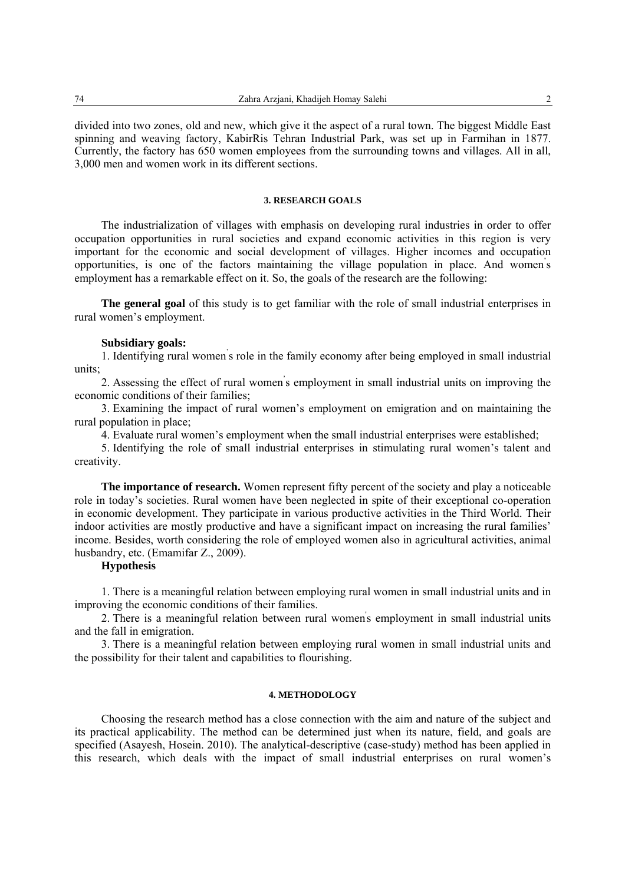divided into two zones, old and new, which give it the aspect of a rural town. The biggest Middle East spinning and weaving factory, KabirRis Tehran Industrial Park, was set up in Farmihan in 1877. Currently, the factory has 650 women employees from the surrounding towns and villages. All in all, 3,000 men and women work in its different sections.

## 3. RESEARCH GOALS

The industrialization of villages with emphasis on developing rural industries in order to offer occupation opportunities in rural societies and expand economic activities in this region is very important for the economic and social development of villages. Higher incomes and occupation opportunities, is one of the factors maintaining the village population in place. And women's employment has a remarkable effect on it. So, the goals of the research are the following:

**The general goal** of this study is to get familiar with the role of small industrial enterprises in rural women's employment.

**Subsidiary goals:**

1. Identifying rural women's role in the family economy after being employed in small industrial units;
2. Assessing the effect of rural women's employment in small industrial units on improving the economic conditions of their families;
3. Examining the impact of rural women's employment on emigration and on maintaining the rural population in place;
4. Evaluate rural women's employment when the small industrial enterprises were established;
5. Identifying the role of small industrial enterprises in stimulating rural women's talent and creativity.

**The importance of research.** Women represent fifty percent of the society and play a noticeable role in today's societies. Rural women have been neglected in spite of their exceptional co-operation in economic development. They participate in various productive activities in the Third World. Their indoor activities are mostly productive and have a significant impact on increasing the rural families' income. Besides, worth considering the role of employed women also in agricultural activities, animal husbandry, etc. (Emamifar Z., 2009).

**Hypothesis**

1. There is a meaningful relation between employing rural women in small industrial units and in improving the economic conditions of their families.
2. There is a meaningful relation between rural women's employment in small industrial units and the fall in emigration.
3. There is a meaningful relation between employing rural women in small industrial units and the possibility for their talent and capabilities to flourishing.

## 4. METHODOLOGY

Choosing the research method has a close connection with the aim and nature of the subject and its practical applicability. The method can be determined just when its nature, field, and goals are specified (Asayesh, Hosein. 2010). The analytical-descriptive (case-study) method has been applied in this research, which deals with the impact of small industrial enterprises on rural women's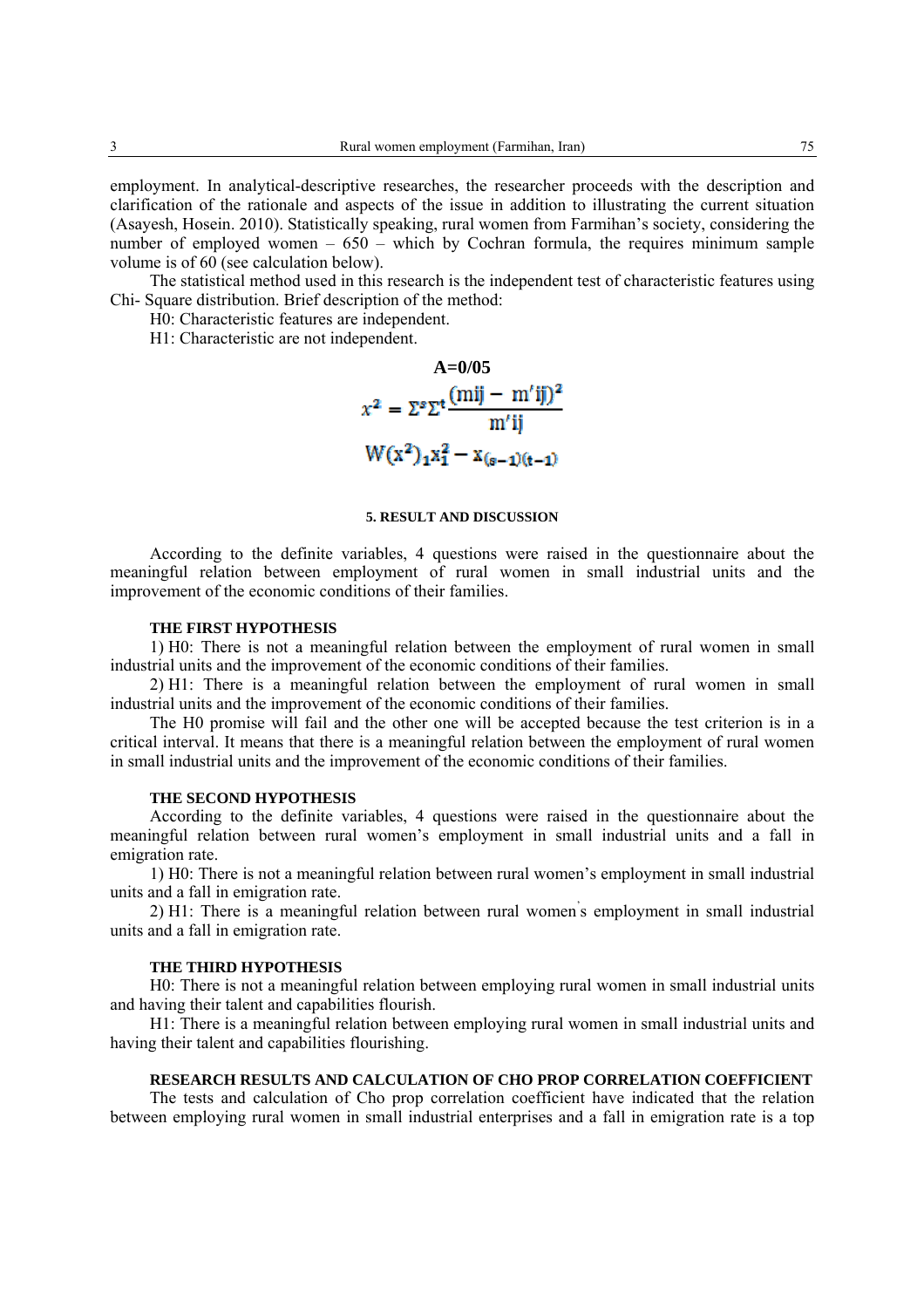employment. In analytical-descriptive researches, the researcher proceeds with the description and clarification of the rationale and aspects of the issue in addition to illustrating the current situation (Asayesh, Hosein. 2010). Statistically speaking, rural women from Farmihan's society, considering the number of employed women – 650 – which by Cochran formula, the requires minimum sample volume is of 60 (see calculation below).

The statistical method used in this research is the independent test of characteristic features using Chi- Square distribution. Brief description of the method:

H0: Characteristic features are independent.

H1: Characteristic are not independent.

**A=0/05**

$$x^2 = \Sigma^s \Sigma^t \frac{(mij - m'ij)^2}{m'ij}$$

$$W(x^2)_1 x_1^2 - x_{(s-1)(t-1)}$$

##### 5. RESULT AND DISCUSSION

According to the definite variables, 4 questions were raised in the questionnaire about the meaningful relation between employment of rural women in small industrial units and the improvement of the economic conditions of their families.

###### THE FIRST HYPOTHESIS

1) H0: There is not a meaningful relation between the employment of rural women in small industrial units and the improvement of the economic conditions of their families.

2) H1: There is a meaningful relation between the employment of rural women in small industrial units and the improvement of the economic conditions of their families.

The H0 promise will fail and the other one will be accepted because the test criterion is in a critical interval. It means that there is a meaningful relation between the employment of rural women in small industrial units and the improvement of the economic conditions of their families.

###### THE SECOND HYPOTHESIS

According to the definite variables, 4 questions were raised in the questionnaire about the meaningful relation between rural women's employment in small industrial units and a fall in emigration rate.

1) H0: There is not a meaningful relation between rural women's employment in small industrial units and a fall in emigration rate.

2) H1: There is a meaningful relation between rural women's employment in small industrial units and a fall in emigration rate.

###### THE THIRD HYPOTHESIS

H0: There is not a meaningful relation between employing rural women in small industrial units and having their talent and capabilities flourish.

H1: There is a meaningful relation between employing rural women in small industrial units and having their talent and capabilities flourishing.

###### RESEARCH RESULTS AND CALCULATION OF CHO PROP CORRELATION COEFFICIENT

The tests and calculation of Cho prop correlation coefficient have indicated that the relation between employing rural women in small industrial enterprises and a fall in emigration rate is a top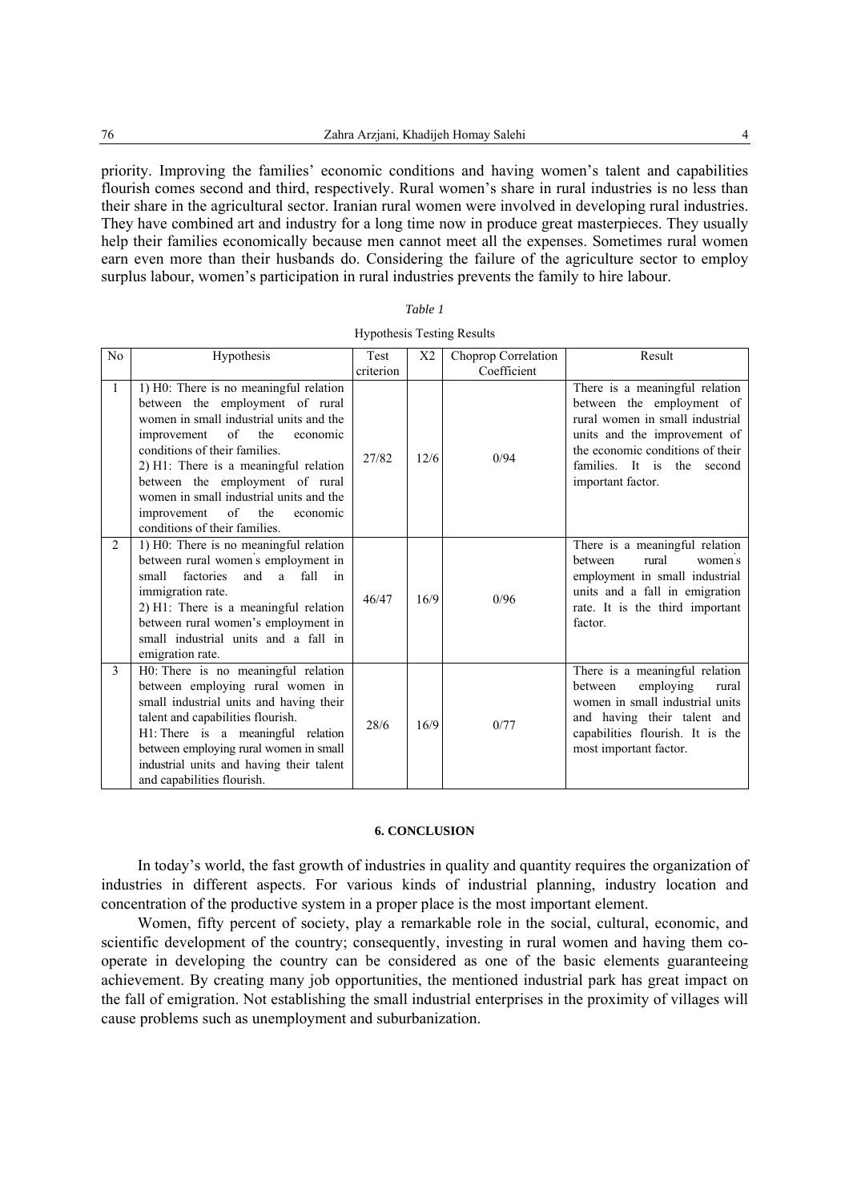priority. Improving the families' economic conditions and having women's talent and capabilities flourish comes second and third, respectively. Rural women's share in rural industries is no less than their share in the agricultural sector. Iranian rural women were involved in developing rural industries. They have combined art and industry for a long time now in produce great masterpieces. They usually help their families economically because men cannot meet all the expenses. Sometimes rural women earn even more than their husbands do. Considering the failure of the agriculture sector to employ surplus labour, women's participation in rural industries prevents the family to hire labour.

*Table 1*

Hypothesis Testing Results

| No | Hypothesis | Test criterion | X2 | Choprop Correlation Coefficient | Result |
|---|---|---|---|---|---|
| 1 | 1) H0: There is no meaningful relation between the employment of rural women in small industrial units and the improvement of the economic conditions of their families.<br>2) H1: There is a meaningful relation between the employment of rural women in small industrial units and the improvement of the economic conditions of their families. | 27/82 | 12/6 | 0/94 | There is a meaningful relation between the employment of rural women in small industrial units and the improvement of the economic conditions of their families. It is the second important factor. |
| 2 | 1) H0: There is no meaningful relation between rural women's employment in small factories and a fall in immigration rate.<br>2) H1: There is a meaningful relation between rural women's employment in small industrial units and a fall in emigration rate. | 46/47 | 16/9 | 0/96 | There is a meaningful relation between rural women's employment in small industrial units and a fall in emigration rate. It is the third important factor. |
| 3 | H0: There is no meaningful relation between employing rural women in small industrial units and having their talent and capabilities flourish.<br>H1: There is a meaningful relation between employing rural women in small industrial units and having their talent and capabilities flourish. | 28/6 | 16/9 | 0/77 | There is a meaningful relation between employing rural women in small industrial units and having their talent and capabilities flourish. It is the most important factor. |

## 6. CONCLUSION

In today's world, the fast growth of industries in quality and quantity requires the organization of industries in different aspects. For various kinds of industrial planning, industry location and concentration of the productive system in a proper place is the most important element.

Women, fifty percent of society, play a remarkable role in the social, cultural, economic, and scientific development of the country; consequently, investing in rural women and having them co-operate in developing the country can be considered as one of the basic elements guaranteeing achievement. By creating many job opportunities, the mentioned industrial park has great impact on the fall of emigration. Not establishing the small industrial enterprises in the proximity of villages will cause problems such as unemployment and suburbanization.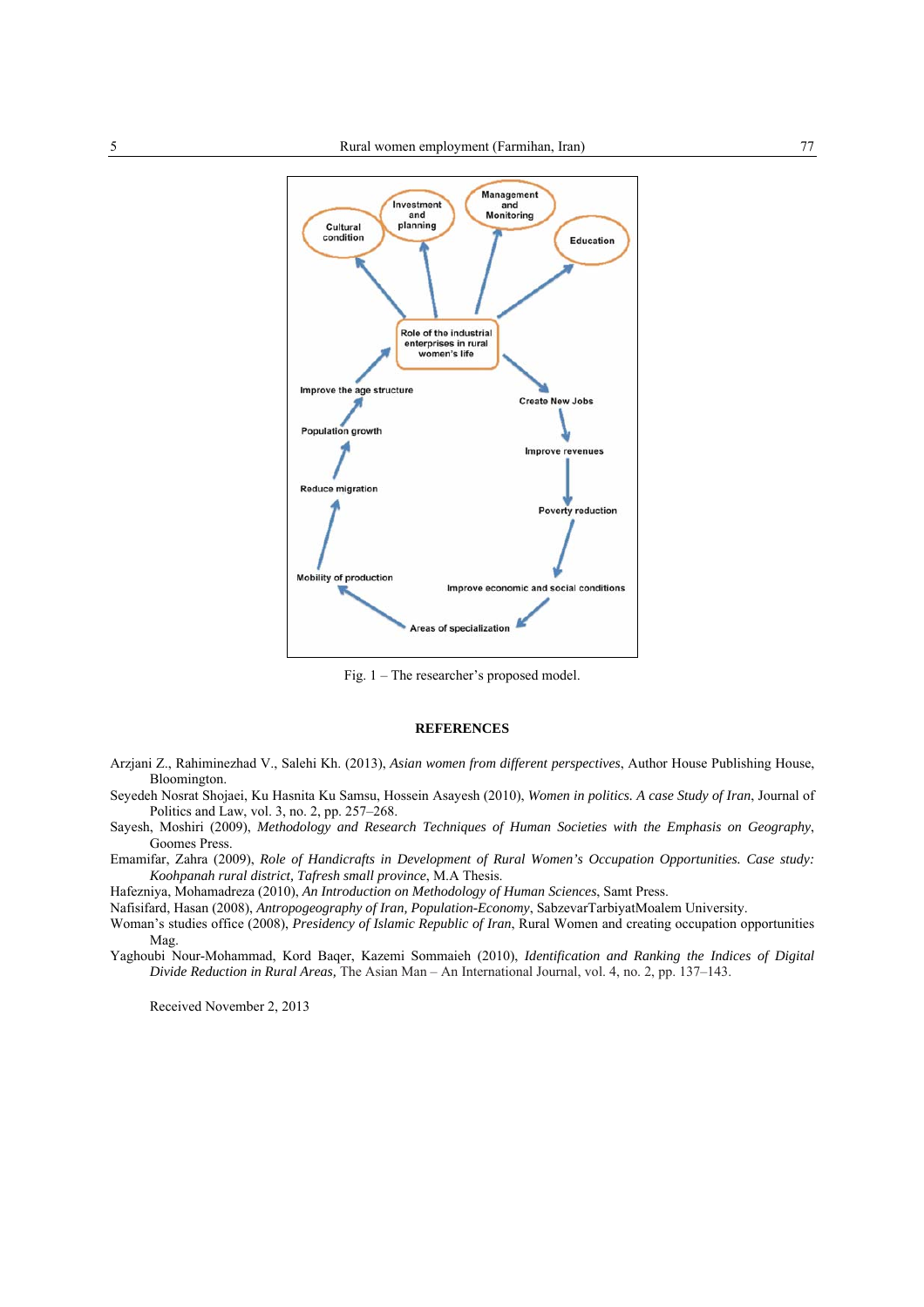Cultural condition

Investment and planning

Management and Monitoring

Education

Role of the industrial enterprises in rural women's life

Improve the age structure

Create New Jobs

Population growth

Improve revenues

Reduce migration

Poverty reduction

Mobility of production

Improve economic and social conditions

Areas of specialization

Fig. 1 – The researcher's proposed model.

## REFERENCES

Arzjani Z., Rahiminezhad V., Salehi Kh. (2013), *Asian women from different perspectives*, Author House Publishing House, Bloomington.

Seyedeh Nosrat Shojaei, Ku Hasnita Ku Samsu, Hossein Asayesh (2010), *Women in politics. A case Study of Iran*, Journal of Politics and Law, vol. 3, no. 2, pp. 257–268.

Sayesh, Moshiri (2009), *Methodology and Research Techniques of Human Societies with the Emphasis on Geography*, Goomes Press.

Emamifar, Zahra (2009), *Role of Handicrafts in Development of Rural Women's Occupation Opportunities. Case study: Koohpanah rural district, Tafresh small province*, M.A Thesis.

Hafezniya, Mohamadreza (2010), *An Introduction on Methodology of Human Sciences*, Samt Press.

Nafisifard, Hasan (2008), *Antropogeography of Iran, Population-Economy*, SabzevarTarbiyatMoalem University.

Woman's studies office (2008), *Presidency of Islamic Republic of Iran*, Rural Women and creating occupation opportunities Mag.

Yaghoubi Nour-Mohammad, Kord Baqer, Kazemi Sommaieh (2010), *Identification and Ranking the Indices of Digital Divide Reduction in Rural Areas,* The Asian Man – An International Journal, vol. 4, no. 2, pp. 137–143.

Received November 2, 2013